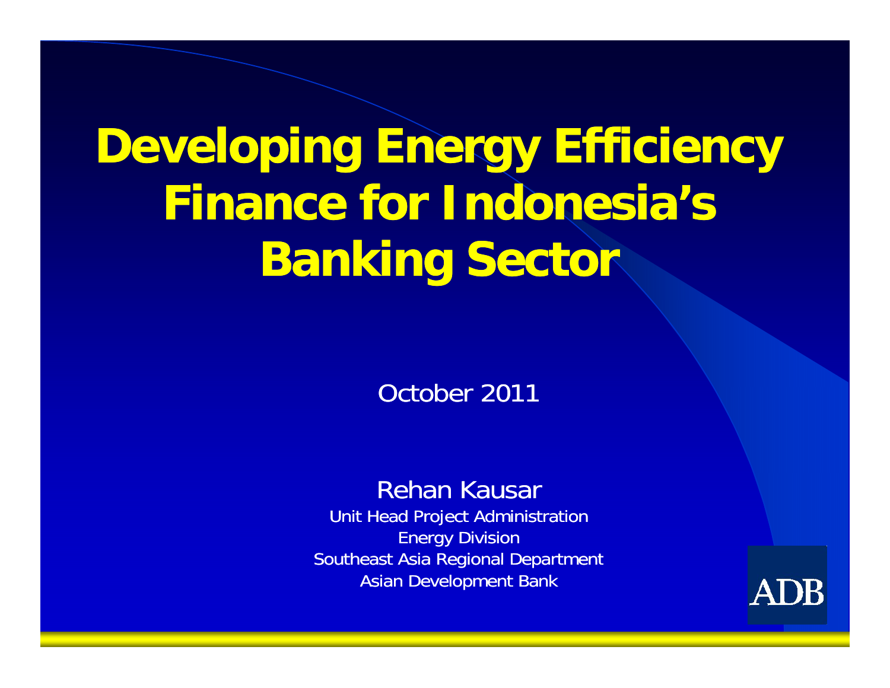# Developing Energy Efficiency Finance for Indonesia's Banking Sector

October 2011

Rehan Kausar

Unit Head Project Administration

Energy Division

Southeast Asia Regional Department

Asian Development Bank

ADB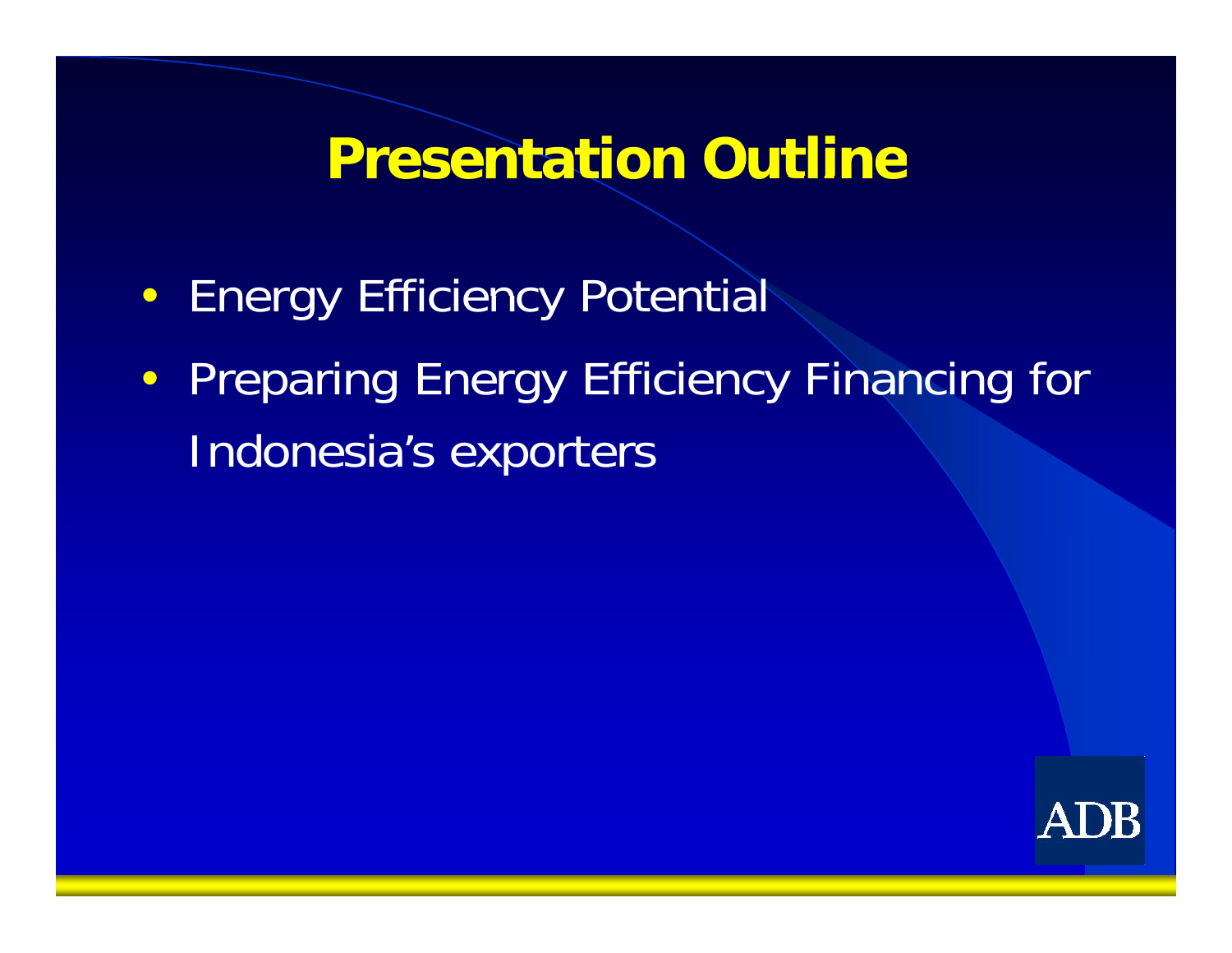# Presentation Outline

- Energy Efficiency Potential
- Preparing Energy Efficiency Financing for Indonesia's exporters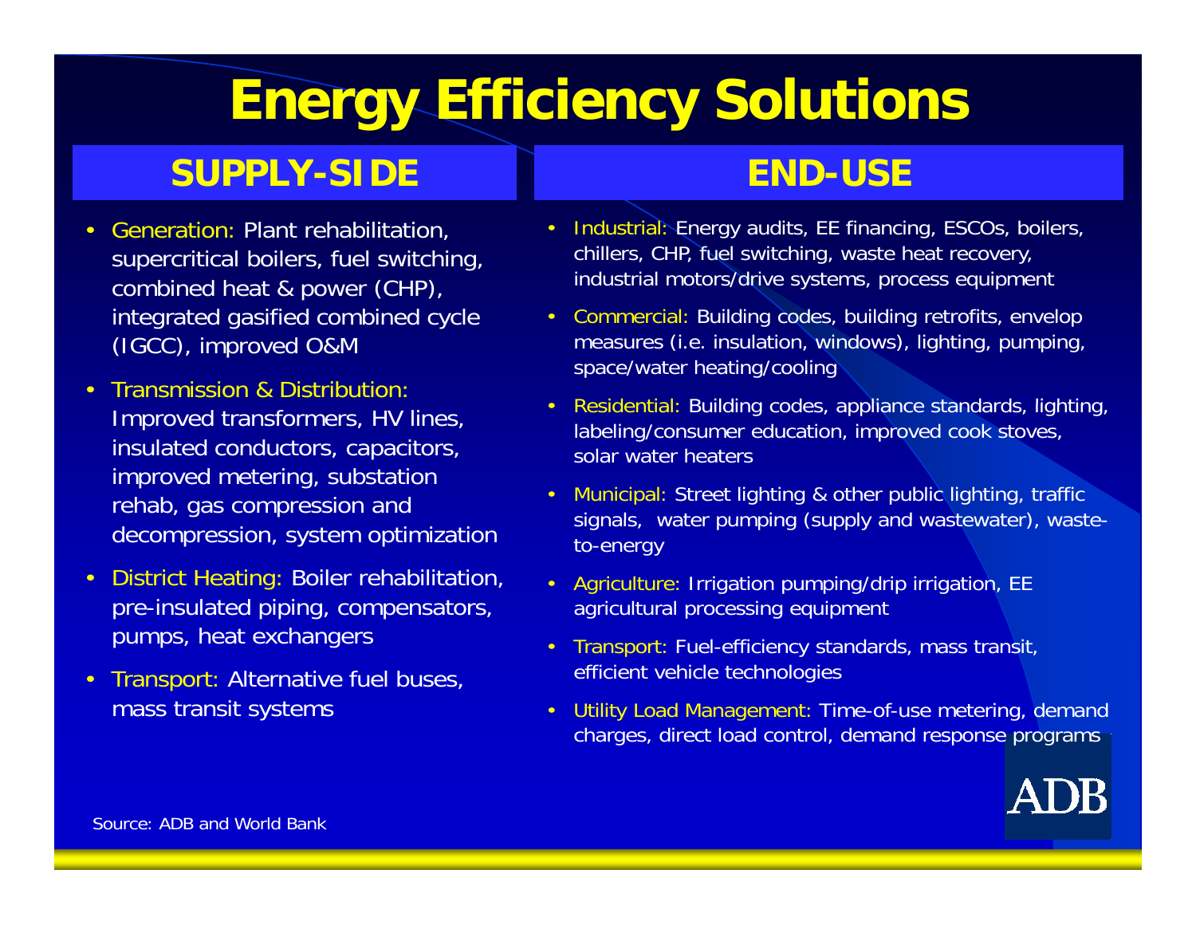# Energy Efficiency Solutions

## SUPPLY-SIDE

- Generation: Plant rehabilitation, supercritical boilers, fuel switching, combined heat & power (CHP), integrated gasified combined cycle (IGCC), improved O&M
- Transmission & Distribution: Improved transformers, HV lines, insulated conductors, capacitors, improved metering, substation rehab, gas compression and decompression, system optimization
- District Heating: Boiler rehabilitation, pre-insulated piping, compensators, pumps, heat exchangers
- Transport: Alternative fuel buses, mass transit systems

## END-USE

- Industrial: Energy audits, EE financing, ESCOs, boilers, chillers, CHP, fuel switching, waste heat recovery, industrial motors/drive systems, process equipment
- Commercial: Building codes, building retrofits, envelop measures (i.e. insulation, windows), lighting, pumping, space/water heating/cooling
- Residential: Building codes, appliance standards, lighting, labeling/consumer education, improved cook stoves, solar water heaters
- Municipal: Street lighting & other public lighting, traffic signals, water pumping (supply and wastewater), waste-to-energy
- Agriculture: Irrigation pumping/drip irrigation, EE agricultural processing equipment
- Transport: Fuel-efficiency standards, mass transit, efficient vehicle technologies
- Utility Load Management: Time-of-use metering, demand charges, direct load control, demand response programs

Source: ADB and World Bank

ADB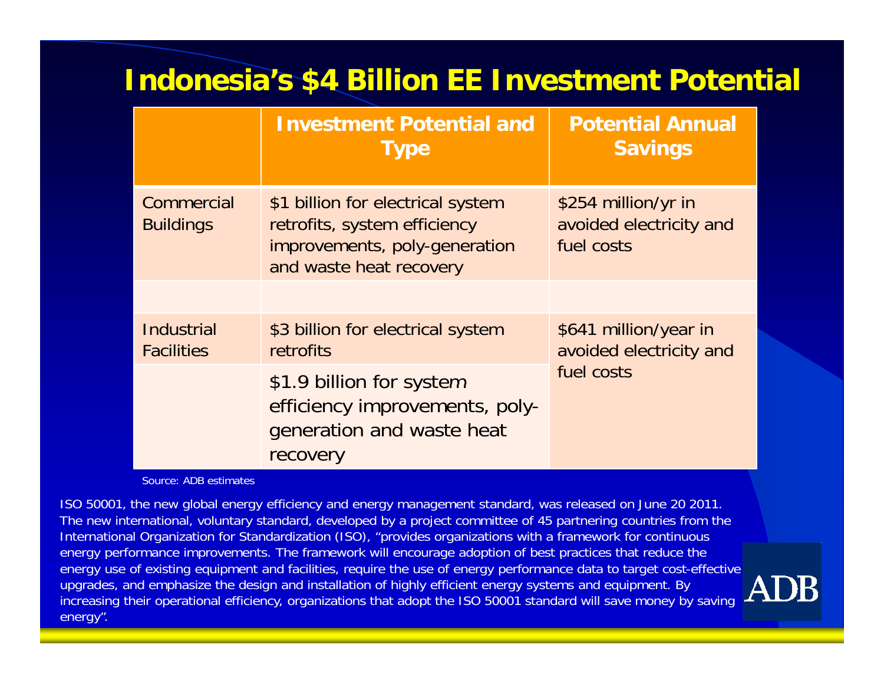# Indonesia's $4 Billion EE Investment Potential

| | Investment Potential and Type | Potential Annual Savings |
|---|---|---|
| Commercial Buildings | $1 billion for electrical system retrofits, system efficiency improvements, poly-generation and waste heat recovery | $254 million/yr in avoided electricity and fuel costs |
| | | |
| Industrial Facilities | $3 billion for electrical system retrofits | $641 million/year in avoided electricity and fuel costs |
| | $1.9 billion for system efficiency improvements, poly-generation and waste heat recovery | |

Source: ADB estimates

ISO 50001, the new global energy efficiency and energy management standard, was released on June 20 2011. The new international, voluntary standard, developed by a project committee of 45 partnering countries from the International Organization for Standardization (ISO), "provides organizations with a framework for continuous energy performance improvements. The framework will encourage adoption of best practices that reduce the energy use of existing equipment and facilities, require the use of energy performance data to target cost-effective upgrades, and emphasize the design and installation of highly efficient energy systems and equipment. By increasing their operational efficiency, organizations that adopt the ISO 50001 standard will save money by saving energy".

ADB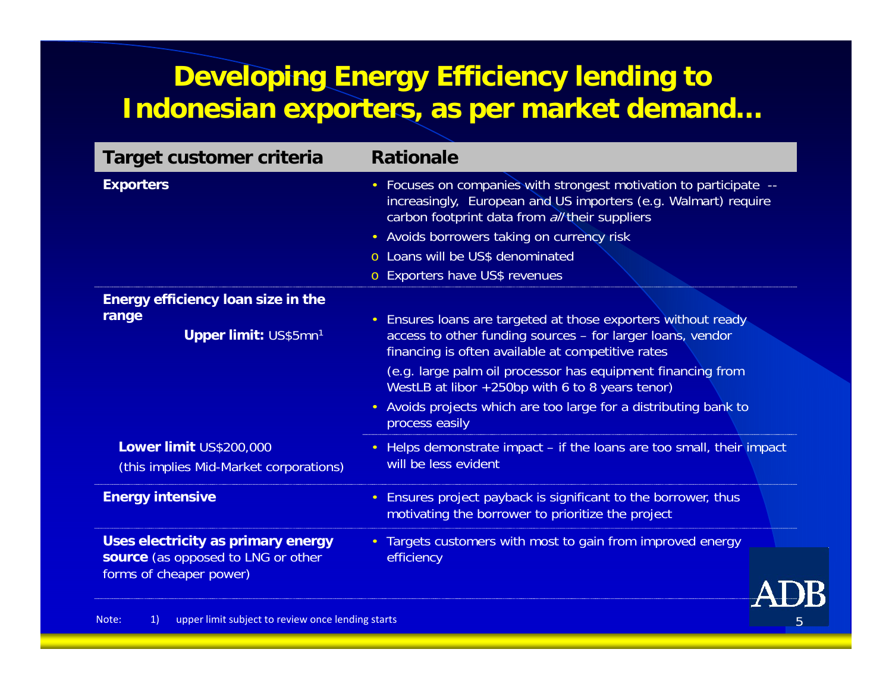# Developing Energy Efficiency lending to Indonesian exporters, as per market demand…

| Target customer criteria | Rationale |
|---|---|
| **Exporters** | • Focuses on companies with strongest motivation to participate -- increasingly, European and US importers (e.g. Walmart) require carbon footprint data from *all* their suppliers<br>• Avoids borrowers taking on currency risk<br>o Loans will be US$ denominated<br>o Exporters have US$ revenues |
| **Energy efficiency loan size in the range**<br>**Upper limit:** US$5mn[1] | • Ensures loans are targeted at those exporters without ready access to other funding sources – for larger loans, vendor financing is often available at competitive rates<br>(e.g. large palm oil processor has equipment financing from WestLB at libor +250bp with 6 to 8 years tenor)<br>• Avoids projects which are too large for a distributing bank to process easily |
| **Lower limit** US$200,000<br>(this implies Mid-Market corporations) | • Helps demonstrate impact – if the loans are too small, their impact will be less evident |
| **Energy intensive** | • Ensures project payback is significant to the borrower, thus motivating the borrower to prioritize the project |
| **Uses electricity as primary energy source** (as opposed to LNG or other forms of cheaper power) | • Targets customers with most to gain from improved energy efficiency |

Note: 1) upper limit subject to review once lending starts

ADB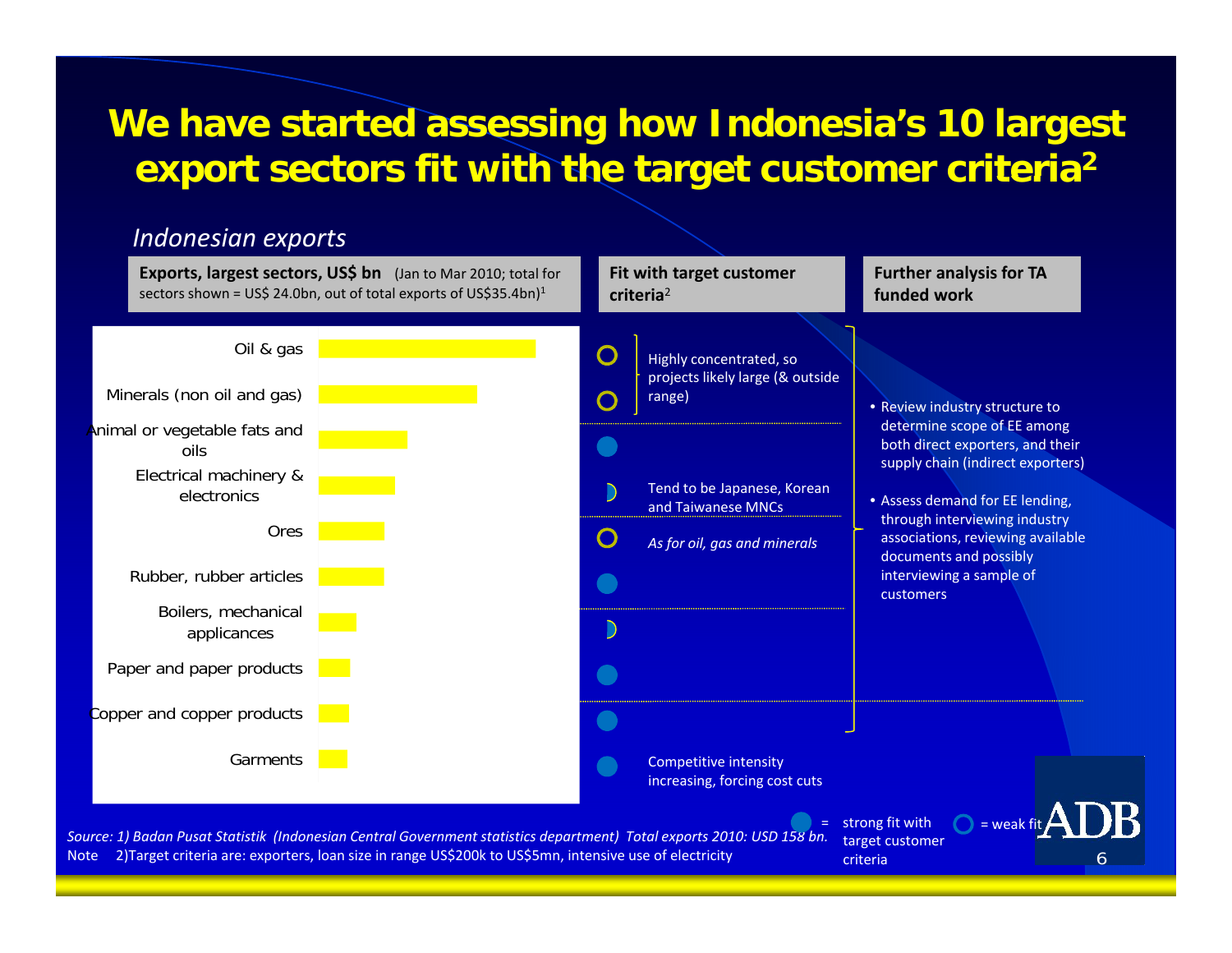# We have started assessing how Indonesia's 10 largest export sectors fit with the target customer criteria[2]

*Indonesian exports*

| Exports, largest sectors, US$ bn (Jan to Mar 2010; total for sectors shown = US$ 24.0bn, out of total exports of US$35.4bn)[1] | Fit with target customer criteria[2] | | Further analysis for TA funded work |
|---|---|---|---|
| Oil & gas | Weak fit | Highly concentrated, so projects likely large (& outside range) | • Review industry structure to determine scope of EE among both direct exporters, and their supply chain (indirect exporters)<br>• Assess demand for EE lending, through interviewing industry associations, reviewing available documents and possibly interviewing a sample of customers |
| Minerals (non oil and gas) | Weak fit | | |
| Animal or vegetable fats and oils | Strong fit | | |
| Electrical machinery & electronics | Partial fit | Tend to be Japanese, Korean and Taiwanese MNCs | |
| Ores | Weak fit | *As for oil, gas and minerals* | |
| Rubber, rubber articles | Strong fit | | |
| Boilers, mechanical applicances | Partial fit | | |
| Paper and paper products | Strong fit | | |
| Copper and copper products | Strong fit | | |
| Garments | Strong fit | Competitive intensity increasing, forcing cost cuts | |

● = strong fit with target customer criteria　○ = weak fit

*Source: 1) Badan Pusat Statistik (Indonesian Central Government statistics department) Total exports 2010: USD 158 bn.*

Note 2)Target criteria are: exporters, loan size in range US$200k to US$5mn, intensive use of electricity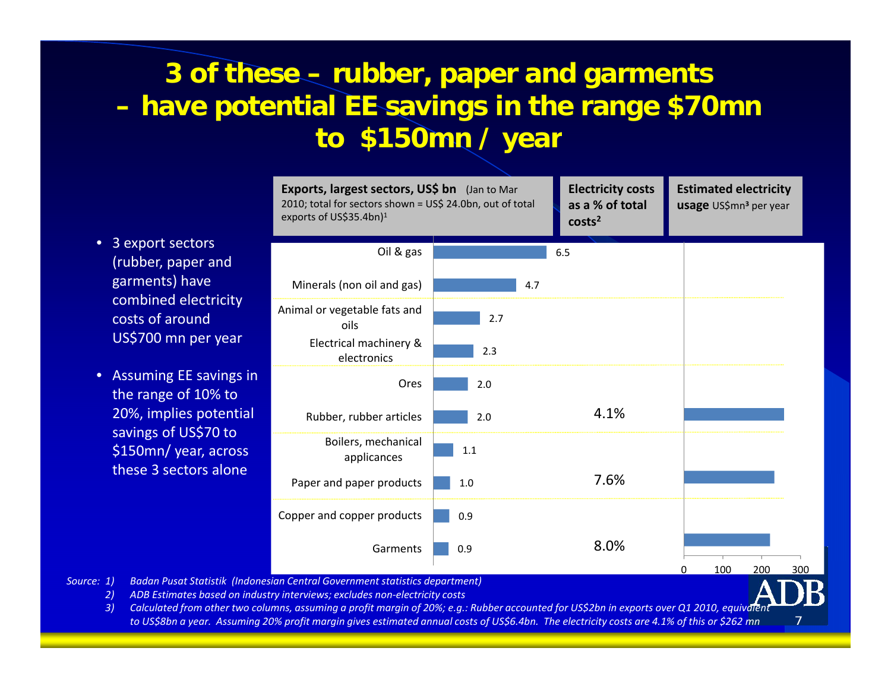# 3 of these – rubber, paper and garments – have potential EE savings in the range $70mn to $150mn / year

- 3 export sectors (rubber, paper and garments) have combined electricity costs of around US$700 mn per year
- Assuming EE savings in the range of 10% to 20%, implies potential savings of US$70 to $150mn/ year, across these 3 sectors alone

| Exports, largest sectors, US$ bn (Jan to Mar 2010; total for sectors shown = US$ 24.0bn, out of total exports of US$35.4bn)[1] | | Electricity costs as a % of total costs[2] | Estimated electricity usage US$mn[3] per year |
|---|---|---|---|
| Oil & gas | 6.5 | | |
| Minerals (non oil and gas) | 4.7 | | |
| Animal or vegetable fats and oils | 2.7 | | |
| Electrical machinery & electronics | 2.3 | | |
| Ores | 2.0 | | |
| Rubber, rubber articles | 2.0 | 4.1% | ~262 |
| Boilers, mechanical applicances | 1.1 | | |
| Paper and paper products | 1.0 | 7.6% | ~235 |
| Copper and copper products | 0.9 | | |
| Garments | 0.9 | 8.0% | ~220 |

*Source: 1) Badan Pusat Statistik (Indonesian Central Government statistics department)*

*2) ADB Estimates based on industry interviews; excludes non-electricity costs*

*3) Calculated from other two columns, assuming a profit margin of 20%; e.g.: Rubber accounted for US$2bn in exports over Q1 2010, equivalent to US$8bn a year. Assuming 20% profit margin gives estimated annual costs of US$6.4bn. The electricity costs are 4.1% of this or $262 mn*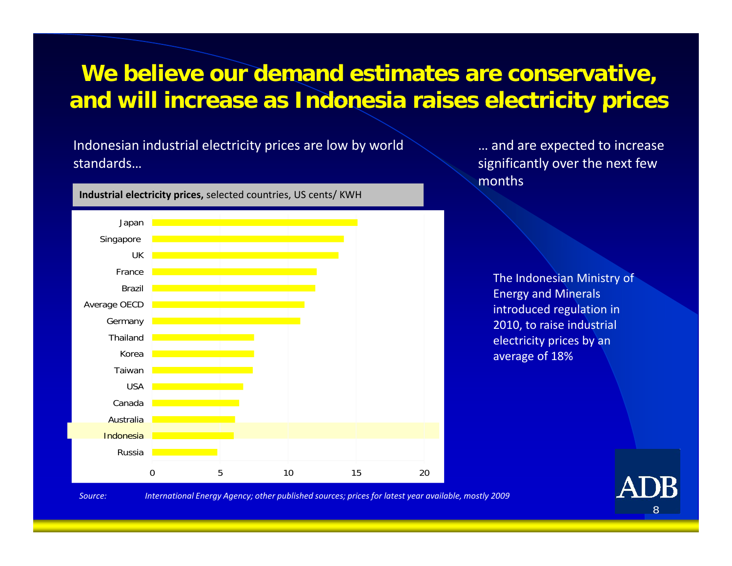# We believe our demand estimates are conservative, and will increase as Indonesia raises electricity prices

Indonesian industrial electricity prices are low by world standards…

**Industrial electricity prices,** selected countries, US cents/ KWH

| Country | US cents/KWH (approx.) |
|---|---|
| Japan | 15.1 |
| Singapore | 14.1 |
| UK | 13.7 |
| France | 12.1 |
| Brazil | 12.0 |
| Average OECD | 11.2 |
| Germany | 10.9 |
| Thailand | 7.5 |
| Korea | 7.5 |
| Taiwan | 7.4 |
| USA | 6.7 |
| Canada | 6.4 |
| Australia | 6.1 |
| Indonesia | 6.0 |
| Russia | 4.8 |

… and are expected to increase significantly over the next few months

The Indonesian Ministry of Energy and Minerals introduced regulation in 2010, to raise industrial electricity prices by an average of 18%

*Source: International Energy Agency; other published sources; prices for latest year available, mostly 2009*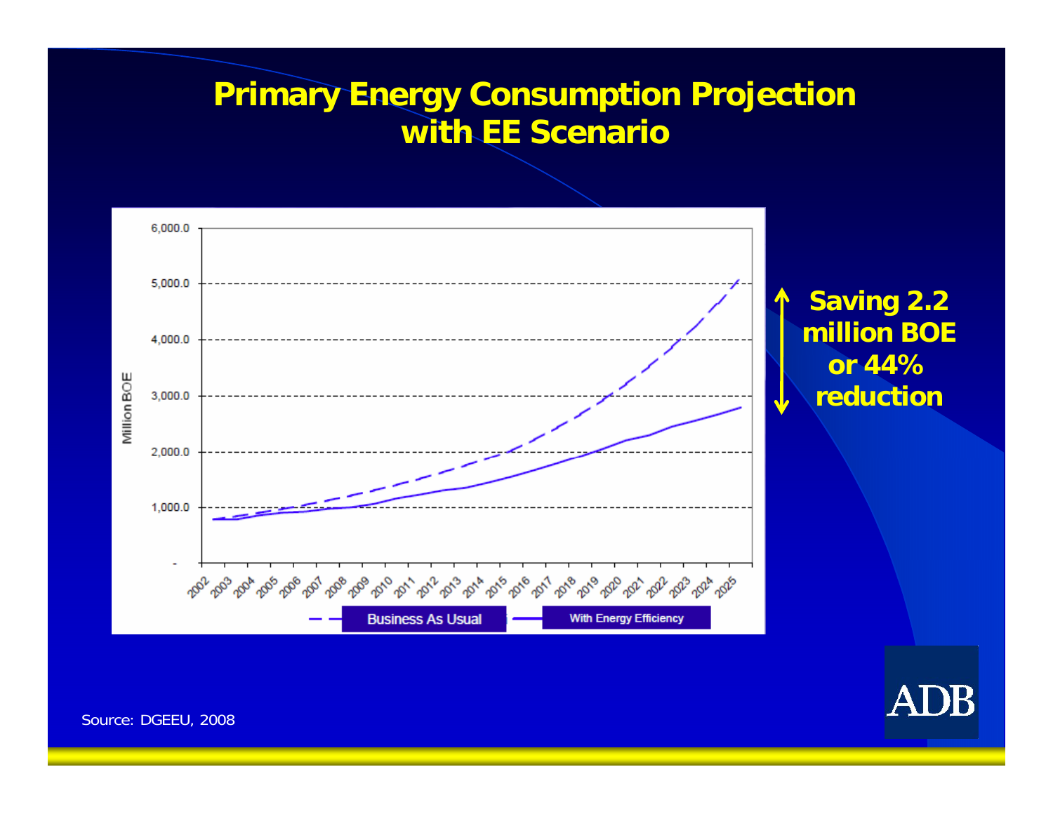# Primary Energy Consumption Projection with EE Scenario

Million BOE

6,000.0
5,000.0
4,000.0
3,000.0
2,000.0
1,000.0
-

2002 2003 2004 2005 2006 2007 2008 2009 2010 2011 2012 2013 2014 2015 2016 2017 2018 2019 2020 2021 2022 2023 2024 2025

Business As Usual — With Energy Efficiency

**Saving 2.2 million BOE or 44% reduction**

Source: DGEEU, 2008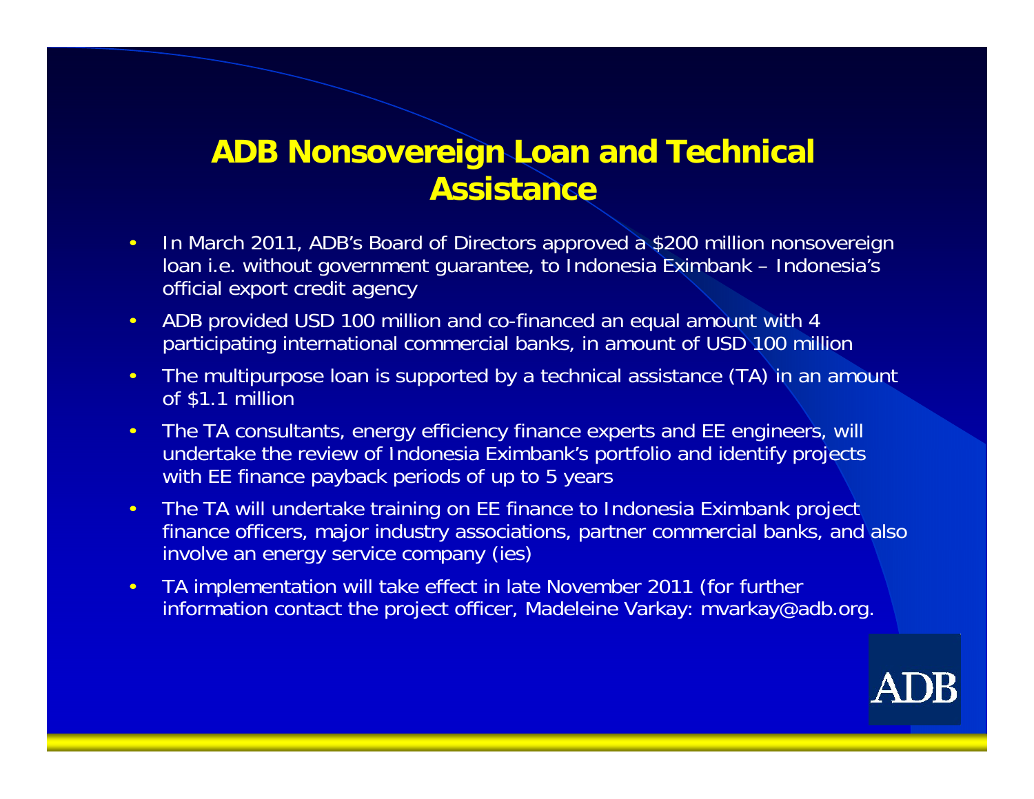# ADB Nonsovereign Loan and Technical Assistance

- In March 2011, ADB's Board of Directors approved a $200 million nonsovereign loan i.e. without government guarantee, to Indonesia Eximbank – Indonesia's official export credit agency
- ADB provided USD 100 million and co-financed an equal amount with 4 participating international commercial banks, in amount of USD 100 million
- The multipurpose loan is supported by a technical assistance (TA) in an amount of $1.1 million
- The TA consultants, energy efficiency finance experts and EE engineers, will undertake the review of Indonesia Eximbank's portfolio and identify projects with EE finance payback periods of up to 5 years
- The TA will undertake training on EE finance to Indonesia Eximbank project finance officers, major industry associations, partner commercial banks, and also involve an energy service company (ies)
- TA implementation will take effect in late November 2011 (for further information contact the project officer, Madeleine Varkay: mvarkay@adb.org.

ADB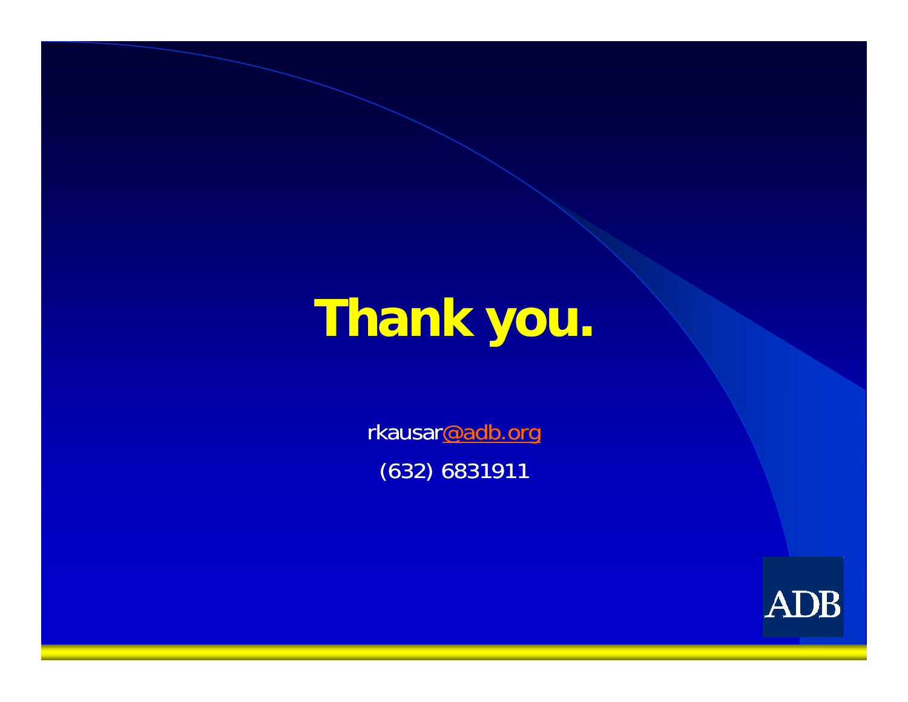# Thank you.

rkausar@adb.org

(632) 6831911

ADB